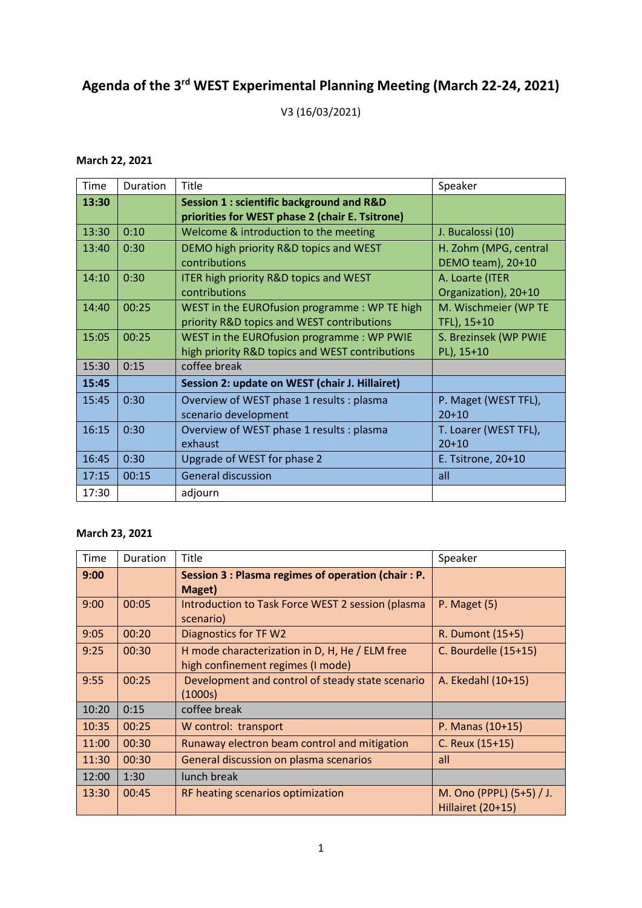# Agenda of the 3rd WEST Experimental Planning Meeting (March 22-24, 2021)

V3 (16/03/2021)

**March 22, 2021**

| Time | Duration | Title | Speaker |
|---|---|---|---|
| **13:30** | | **Session 1 : scientific background and R&D priorities for WEST phase 2 (chair E. Tsitrone)** | |
| 13:30 | 0:10 | Welcome & introduction to the meeting | J. Bucalossi (10) |
| 13:40 | 0:30 | DEMO high priority R&D topics and WEST contributions | H. Zohm (MPG, central DEMO team), 20+10 |
| 14:10 | 0:30 | ITER high priority R&D topics and WEST contributions | A. Loarte (ITER Organization), 20+10 |
| 14:40 | 00:25 | WEST in the EUROfusion programme : WP TE high priority R&D topics and WEST contributions | M. Wischmeier (WP TE TFL), 15+10 |
| 15:05 | 00:25 | WEST in the EUROfusion programme : WP PWIE high priority R&D topics and WEST contributions | S. Brezinsek (WP PWIE PL), 15+10 |
| 15:30 | 0:15 | coffee break | |
| **15:45** | | **Session 2: update on WEST (chair J. Hillairet)** | |
| 15:45 | 0:30 | Overview of WEST phase 1 results : plasma scenario development | P. Maget (WEST TFL), 20+10 |
| 16:15 | 0:30 | Overview of WEST phase 1 results : plasma exhaust | T. Loarer (WEST TFL), 20+10 |
| 16:45 | 0:30 | Upgrade of WEST for phase 2 | E. Tsitrone, 20+10 |
| 17:15 | 00:15 | General discussion | all |
| 17:30 | | adjourn | |

**March 23, 2021**

| Time | Duration | Title | Speaker |
|---|---|---|---|
| **9:00** | | **Session 3 : Plasma regimes of operation (chair : P. Maget)** | |
| 9:00 | 00:05 | Introduction to Task Force WEST 2 session (plasma scenario) | P. Maget (5) |
| 9:05 | 00:20 | Diagnostics for TF W2 | R. Dumont (15+5) |
| 9:25 | 00:30 | H mode characterization in D, H, He / ELM free high confinement regimes (I mode) | C. Bourdelle (15+15) |
| 9:55 | 00:25 | Development and control of steady state scenario (1000s) | A. Ekedahl (10+15) |
| 10:20 | 0:15 | coffee break | |
| 10:35 | 00:25 | W control: transport | P. Manas (10+15) |
| 11:00 | 00:30 | Runaway electron beam control and mitigation | C. Reux (15+15) |
| 11:30 | 00:30 | General discussion on plasma scenarios | all |
| 12:00 | 1:30 | lunch break | |
| 13:30 | 00:45 | RF heating scenarios optimization | M. Ono (PPPL) (5+5) / J. Hillairet (20+15) |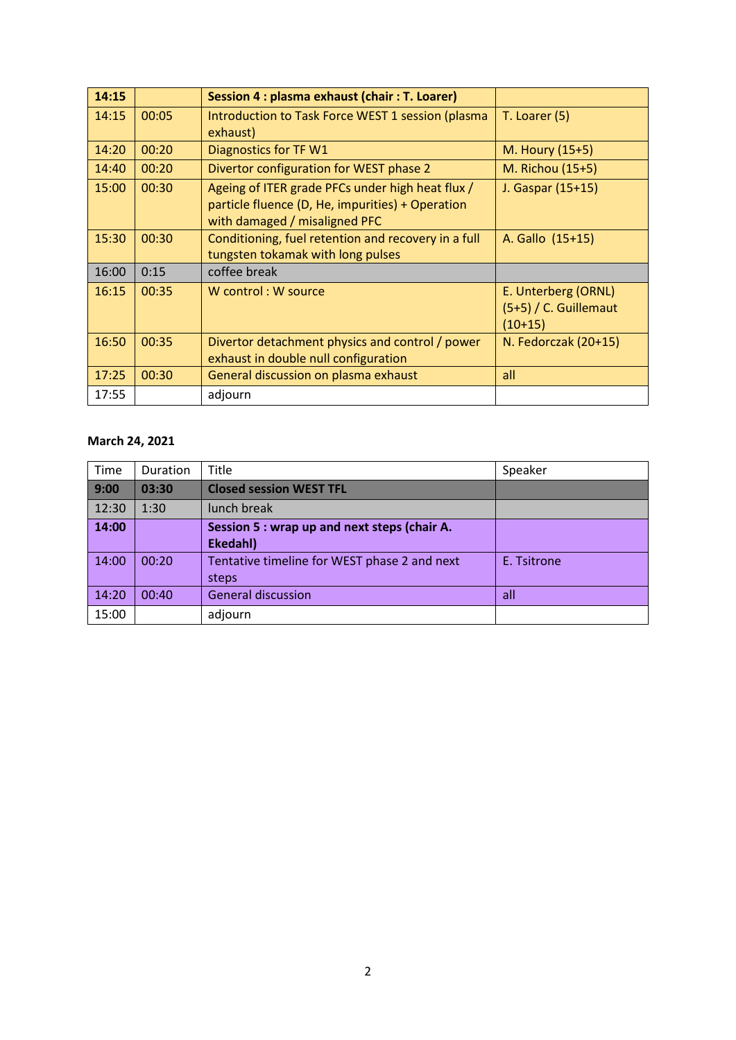| | | | |
|---|---|---|---|
| **14:15** | | **Session 4 : plasma exhaust (chair : T. Loarer)** | |
| 14:15 | 00:05 | Introduction to Task Force WEST 1 session (plasma exhaust) | T. Loarer (5) |
| 14:20 | 00:20 | Diagnostics for TF W1 | M. Houry (15+5) |
| 14:40 | 00:20 | Divertor configuration for WEST phase 2 | M. Richou (15+5) |
| 15:00 | 00:30 | Ageing of ITER grade PFCs under high heat flux / particle fluence (D, He, impurities) + Operation with damaged / misaligned PFC | J. Gaspar (15+15) |
| 15:30 | 00:30 | Conditioning, fuel retention and recovery in a full tungsten tokamak with long pulses | A. Gallo (15+15) |
| 16:00 | 0:15 | coffee break | |
| 16:15 | 00:35 | W control : W source | E. Unterberg (ORNL) (5+5) / C. Guillemaut (10+15) |
| 16:50 | 00:35 | Divertor detachment physics and control / power exhaust in double null configuration | N. Fedorczak (20+15) |
| 17:25 | 00:30 | General discussion on plasma exhaust | all |
| 17:55 | | adjourn | |

**March 24, 2021**

| Time | Duration | Title | Speaker |
|---|---|---|---|
| **9:00** | **03:30** | **Closed session WEST TFL** | |
| 12:30 | 1:30 | lunch break | |
| **14:00** | | **Session 5 : wrap up and next steps (chair A. Ekedahl)** | |
| 14:00 | 00:20 | Tentative timeline for WEST phase 2 and next steps | E. Tsitrone |
| 14:20 | 00:40 | General discussion | all |
| 15:00 | | adjourn | |